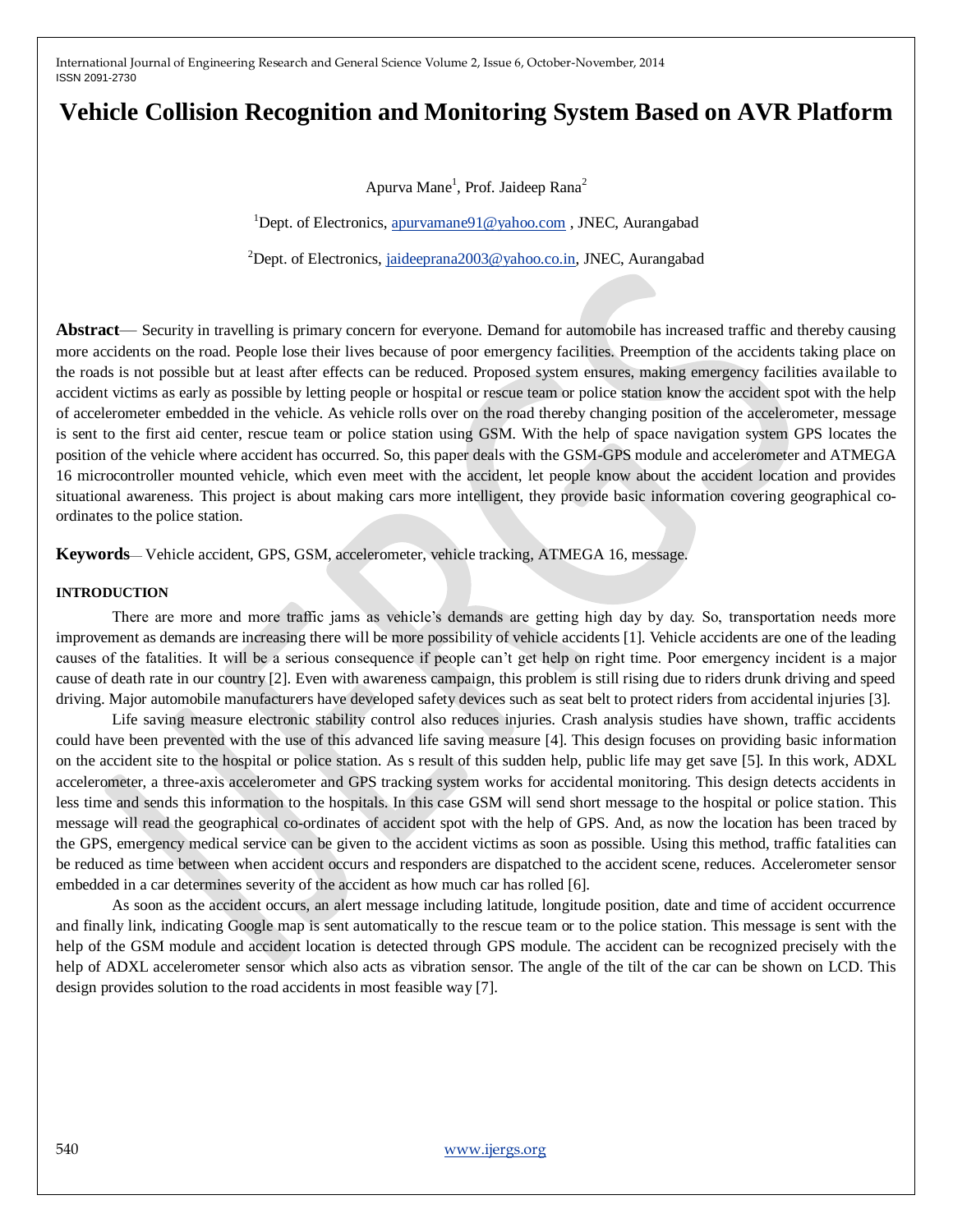# Vehicle Collision Recognition and Monitoring System Based on AVR Platform

Apurva Mane[1], Prof. Jaideep Rana[2]

[1]Dept. of Electronics, apurvamane91@yahoo.com , JNEC, Aurangabad

[2]Dept. of Electronics, jaideeprana2003@yahoo.co.in, JNEC, Aurangabad

**Abstract**— Security in travelling is primary concern for everyone. Demand for automobile has increased traffic and thereby causing more accidents on the road. People lose their lives because of poor emergency facilities. Preemption of the accidents taking place on the roads is not possible but at least after effects can be reduced. Proposed system ensures, making emergency facilities available to accident victims as early as possible by letting people or hospital or rescue team or police station know the accident spot with the help of accelerometer embedded in the vehicle. As vehicle rolls over on the road thereby changing position of the accelerometer, message is sent to the first aid center, rescue team or police station using GSM. With the help of space navigation system GPS locates the position of the vehicle where accident has occurred. So, this paper deals with the GSM-GPS module and accelerometer and ATMEGA 16 microcontroller mounted vehicle, which even meet with the accident, let people know about the accident location and provides situational awareness. This project is about making cars more intelligent, they provide basic information covering geographical co-ordinates to the police station.

**Keywords**— Vehicle accident, GPS, GSM, accelerometer, vehicle tracking, ATMEGA 16, message.

## INTRODUCTION

There are more and more traffic jams as vehicle's demands are getting high day by day. So, transportation needs more improvement as demands are increasing there will be more possibility of vehicle accidents [1]. Vehicle accidents are one of the leading causes of the fatalities. It will be a serious consequence if people can't get help on right time. Poor emergency incident is a major cause of death rate in our country [2]. Even with awareness campaign, this problem is still rising due to riders drunk driving and speed driving. Major automobile manufacturers have developed safety devices such as seat belt to protect riders from accidental injuries [3].

Life saving measure electronic stability control also reduces injuries. Crash analysis studies have shown, traffic accidents could have been prevented with the use of this advanced life saving measure [4]. This design focuses on providing basic information on the accident site to the hospital or police station. As s result of this sudden help, public life may get save [5]. In this work, ADXL accelerometer, a three-axis accelerometer and GPS tracking system works for accidental monitoring. This design detects accidents in less time and sends this information to the hospitals. In this case GSM will send short message to the hospital or police station. This message will read the geographical co-ordinates of accident spot with the help of GPS. And, as now the location has been traced by the GPS, emergency medical service can be given to the accident victims as soon as possible. Using this method, traffic fatalities can be reduced as time between when accident occurs and responders are dispatched to the accident scene, reduces. Accelerometer sensor embedded in a car determines severity of the accident as how much car has rolled [6].

As soon as the accident occurs, an alert message including latitude, longitude position, date and time of accident occurrence and finally link, indicating Google map is sent automatically to the rescue team or to the police station. This message is sent with the help of the GSM module and accident location is detected through GPS module. The accident can be recognized precisely with the help of ADXL accelerometer sensor which also acts as vibration sensor. The angle of the tilt of the car can be shown on LCD. This design provides solution to the road accidents in most feasible way [7].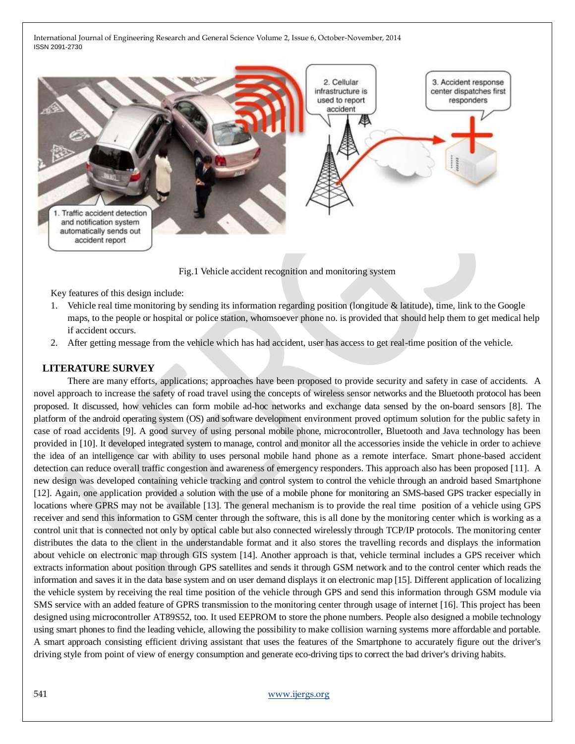Fig.1 Vehicle accident recognition and monitoring system

Key features of this design include:

1. Vehicle real time monitoring by sending its information regarding position (longitude & latitude), time, link to the Google maps, to the people or hospital or police station, whomsoever phone no. is provided that should help them to get medical help if accident occurs.
2. After getting message from the vehicle which has had accident, user has access to get real-time position of the vehicle.

## LITERATURE SURVEY

There are many efforts, applications; approaches have been proposed to provide security and safety in case of accidents. A novel approach to increase the safety of road travel using the concepts of wireless sensor networks and the Bluetooth protocol has been proposed. It discussed, how vehicles can form mobile ad-hoc networks and exchange data sensed by the on-board sensors [8]. The platform of the android operating system (OS) and software development environment proved optimum solution for the public safety in case of road accidents [9]. A good survey of using personal mobile phone, microcontroller, Bluetooth and Java technology has been provided in [10]. It developed integrated system to manage, control and monitor all the accessories inside the vehicle in order to achieve the idea of an intelligence car with ability to uses personal mobile hand phone as a remote interface. Smart phone-based accident detection can reduce overall traffic congestion and awareness of emergency responders. This approach also has been proposed [11]. A new design was developed containing vehicle tracking and control system to control the vehicle through an android based Smartphone [12]. Again, one application provided a solution with the use of a mobile phone for monitoring an SMS-based GPS tracker especially in locations where GPRS may not be available [13]. The general mechanism is to provide the real time position of a vehicle using GPS receiver and send this information to GSM center through the software, this is all done by the monitoring center which is working as a control unit that is connected not only by optical cable but also connected wirelessly through TCP/IP protocols. The monitoring center distributes the data to the client in the understandable format and it also stores the travelling records and displays the information about vehicle on electronic map through GIS system [14]. Another approach is that, vehicle terminal includes a GPS receiver which extracts information about position through GPS satellites and sends it through GSM network and to the control center which reads the information and saves it in the data base system and on user demand displays it on electronic map [15]. Different application of localizing the vehicle system by receiving the real time position of the vehicle through GPS and send this information through GSM module via SMS service with an added feature of GPRS transmission to the monitoring center through usage of internet [16]. This project has been designed using microcontroller AT89S52, too. It used EEPROM to store the phone numbers. People also designed a mobile technology using smart phones to find the leading vehicle, allowing the possibility to make collision warning systems more affordable and portable. A smart approach consisting efficient driving assistant that uses the features of the Smartphone to accurately figure out the driver's driving style from point of view of energy consumption and generate eco-driving tips to correct the bad driver's driving habits.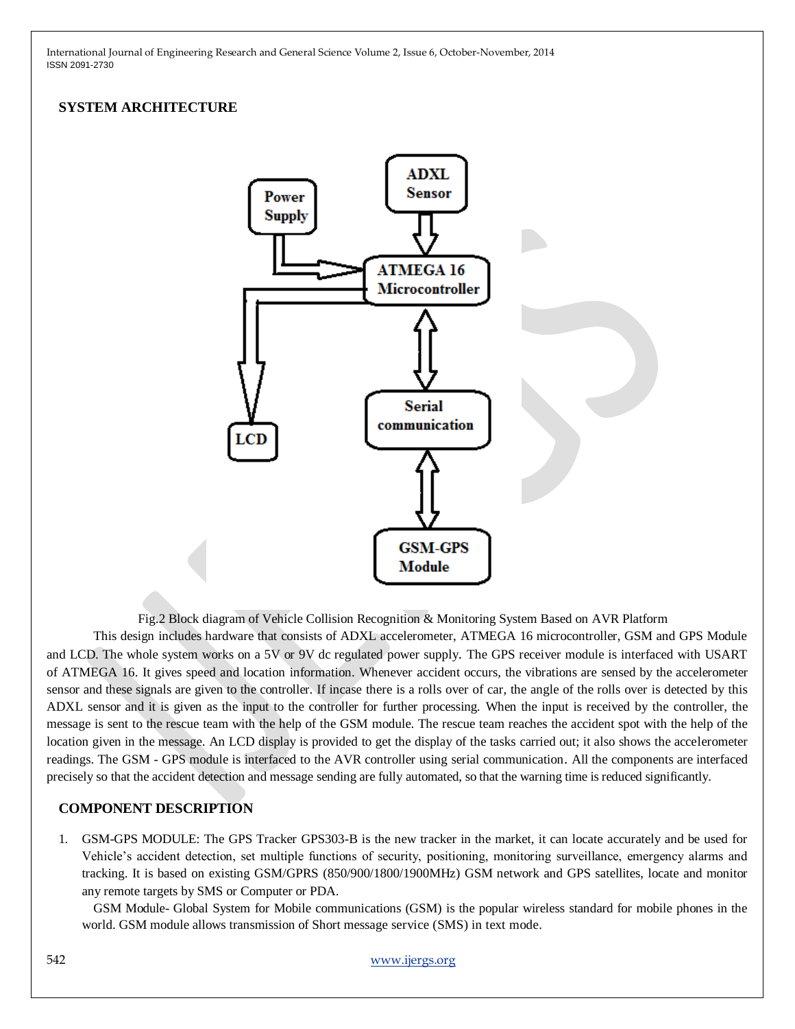## SYSTEM ARCHITECTURE

Fig.2 Block diagram of Vehicle Collision Recognition & Monitoring System Based on AVR Platform

This design includes hardware that consists of ADXL accelerometer, ATMEGA 16 microcontroller, GSM and GPS Module and LCD. The whole system works on a 5V or 9V dc regulated power supply. The GPS receiver module is interfaced with USART of ATMEGA 16. It gives speed and location information. Whenever accident occurs, the vibrations are sensed by the accelerometer sensor and these signals are given to the controller. If incase there is a rolls over of car, the angle of the rolls over is detected by this ADXL sensor and it is given as the input to the controller for further processing. When the input is received by the controller, the message is sent to the rescue team with the help of the GSM module. The rescue team reaches the accident spot with the help of the location given in the message. An LCD display is provided to get the display of the tasks carried out; it also shows the accelerometer readings. The GSM - GPS module is interfaced to the AVR controller using serial communication. All the components are interfaced precisely so that the accident detection and message sending are fully automated, so that the warning time is reduced significantly.

## COMPONENT DESCRIPTION

1. GSM-GPS MODULE: The GPS Tracker GPS303-B is the new tracker in the market, it can locate accurately and be used for Vehicle's accident detection, set multiple functions of security, positioning, monitoring surveillance, emergency alarms and tracking. It is based on existing GSM/GPRS (850/900/1800/1900MHz) GSM network and GPS satellites, locate and monitor any remote targets by SMS or Computer or PDA.

   GSM Module- Global System for Mobile communications (GSM) is the popular wireless standard for mobile phones in the world. GSM module allows transmission of Short message service (SMS) in text mode.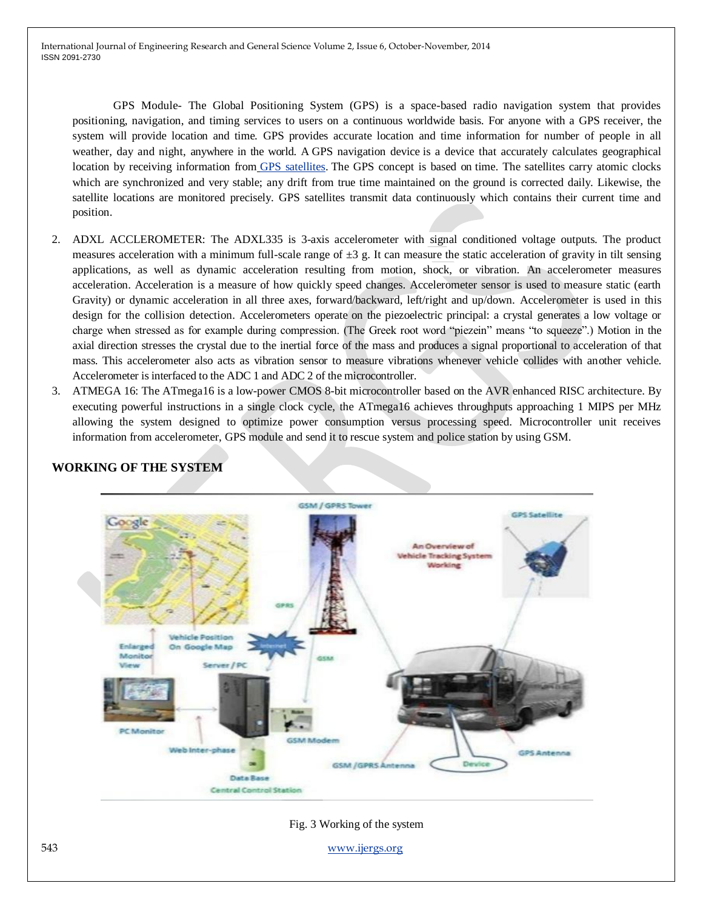GPS Module- The Global Positioning System (GPS) is a space-based radio navigation system that provides positioning, navigation, and timing services to users on a continuous worldwide basis. For anyone with a GPS receiver, the system will provide location and time. GPS provides accurate location and time information for number of people in all weather, day and night, anywhere in the world. A GPS navigation device is a device that accurately calculates geographical location by receiving information from GPS satellites. The GPS concept is based on time. The satellites carry atomic clocks which are synchronized and very stable; any drift from true time maintained on the ground is corrected daily. Likewise, the satellite locations are monitored precisely. GPS satellites transmit data continuously which contains their current time and position.

2. ADXL ACCLEROMETER: The ADXL335 is 3-axis accelerometer with signal conditioned voltage outputs. The product measures acceleration with a minimum full-scale range of ±3 g. It can measure the static acceleration of gravity in tilt sensing applications, as well as dynamic acceleration resulting from motion, shock, or vibration. An accelerometer measures acceleration. Acceleration is a measure of how quickly speed changes. Accelerometer sensor is used to measure static (earth Gravity) or dynamic acceleration in all three axes, forward/backward, left/right and up/down. Accelerometer is used in this design for the collision detection. Accelerometers operate on the piezoelectric principal: a crystal generates a low voltage or charge when stressed as for example during compression. (The Greek root word "piezein" means "to squeeze".) Motion in the axial direction stresses the crystal due to the inertial force of the mass and produces a signal proportional to acceleration of that mass. This accelerometer also acts as vibration sensor to measure vibrations whenever vehicle collides with another vehicle. Accelerometer is interfaced to the ADC 1 and ADC 2 of the microcontroller.
3. ATMEGA 16: The ATmega16 is a low-power CMOS 8-bit microcontroller based on the AVR enhanced RISC architecture. By executing powerful instructions in a single clock cycle, the ATmega16 achieves throughputs approaching 1 MIPS per MHz allowing the system designed to optimize power consumption versus processing speed. Microcontroller unit receives information from accelerometer, GPS module and send it to rescue system and police station by using GSM.

## WORKING OF THE SYSTEM

Fig. 3 Working of the system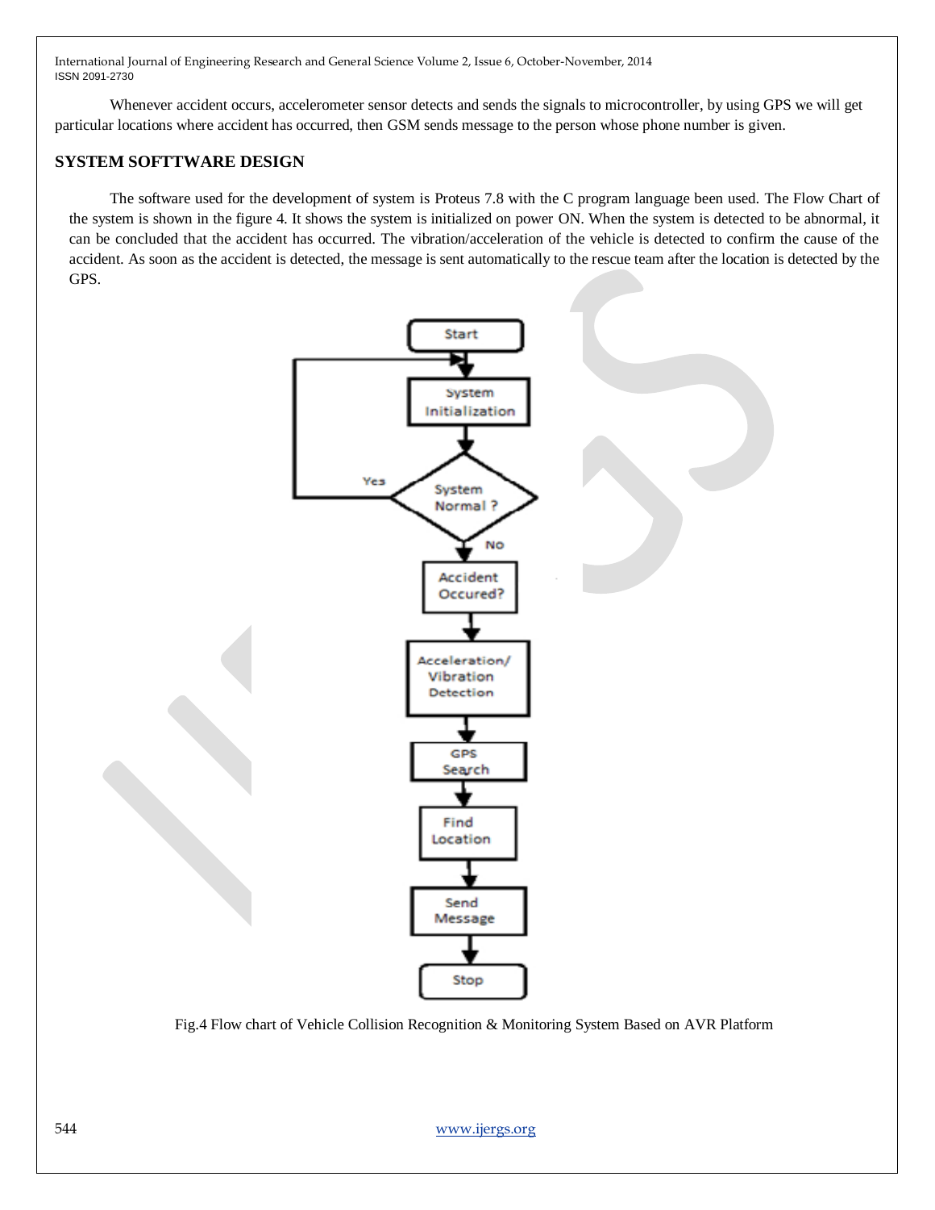Whenever accident occurs, accelerometer sensor detects and sends the signals to microcontroller, by using GPS we will get particular locations where accident has occurred, then GSM sends message to the person whose phone number is given.

## SYSTEM SOFTTWARE DESIGN

The software used for the development of system is Proteus 7.8 with the C program language been used. The Flow Chart of the system is shown in the figure 4. It shows the system is initialized on power ON. When the system is detected to be abnormal, it can be concluded that the accident has occurred. The vibration/acceleration of the vehicle is detected to confirm the cause of the accident. As soon as the accident is detected, the message is sent automatically to the rescue team after the location is detected by the GPS.

Fig.4 Flow chart of Vehicle Collision Recognition & Monitoring System Based on AVR Platform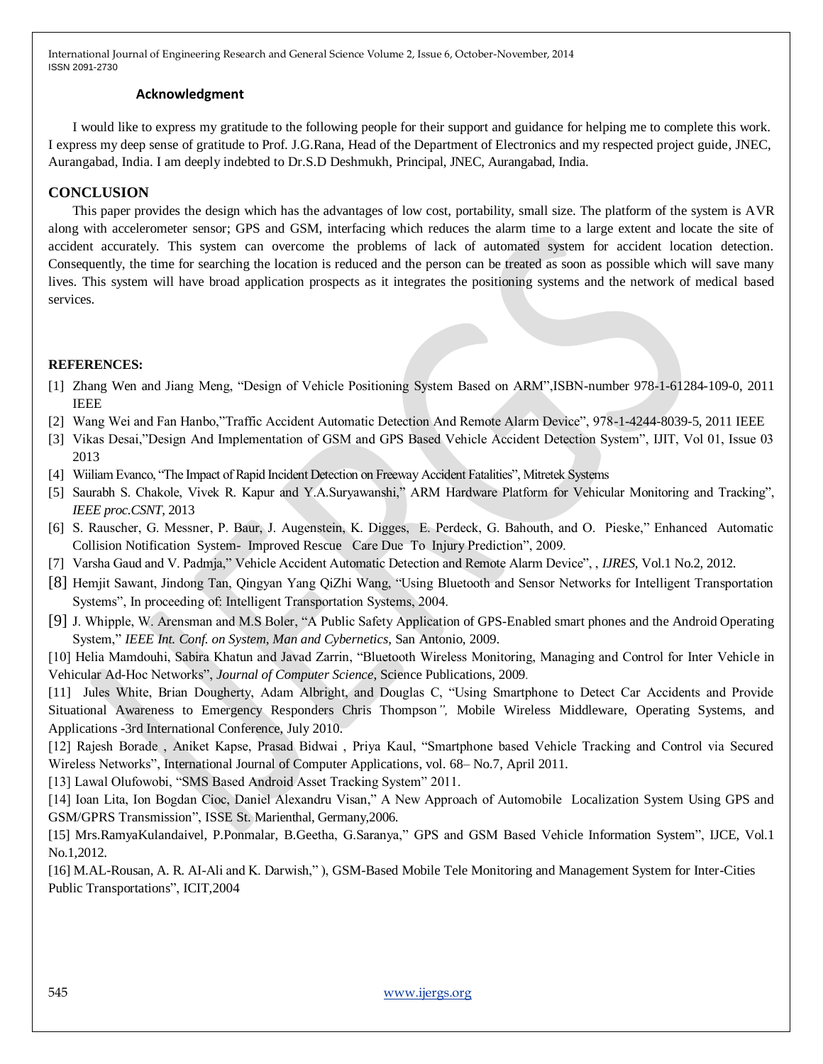## Acknowledgment

I would like to express my gratitude to the following people for their support and guidance for helping me to complete this work. I express my deep sense of gratitude to Prof. J.G.Rana, Head of the Department of Electronics and my respected project guide, JNEC, Aurangabad, India. I am deeply indebted to Dr.S.D Deshmukh, Principal, JNEC, Aurangabad, India.

## CONCLUSION

This paper provides the design which has the advantages of low cost, portability, small size. The platform of the system is AVR along with accelerometer sensor; GPS and GSM, interfacing which reduces the alarm time to a large extent and locate the site of accident accurately. This system can overcome the problems of lack of automated system for accident location detection. Consequently, the time for searching the location is reduced and the person can be treated as soon as possible which will save many lives. This system will have broad application prospects as it integrates the positioning systems and the network of medical based services.

## REFERENCES:

[1] Zhang Wen and Jiang Meng, "Design of Vehicle Positioning System Based on ARM",ISBN-number 978-1-61284-109-0, 2011 IEEE

[2] Wang Wei and Fan Hanbo,"Traffic Accident Automatic Detection And Remote Alarm Device", 978-1-4244-8039-5, 2011 IEEE

[3] Vikas Desai,"Design And Implementation of GSM and GPS Based Vehicle Accident Detection System", IJIT, Vol 01, Issue 03 2013

[4] Wiiliam Evanco, "The Impact of Rapid Incident Detection on Freeway Accident Fatalities", Mitretek Systems

[5] Saurabh S. Chakole, Vivek R. Kapur and Y.A.Suryawanshi," ARM Hardware Platform for Vehicular Monitoring and Tracking", *IEEE proc.CSNT*, 2013

[6] S. Rauscher, G. Messner, P. Baur, J. Augenstein, K. Digges, E. Perdeck, G. Bahouth, and O. Pieske," Enhanced Automatic Collision Notification System- Improved Rescue Care Due To Injury Prediction", 2009.

[7] Varsha Gaud and V. Padmja," Vehicle Accident Automatic Detection and Remote Alarm Device", , *IJRES*, Vol.1 No.2, 2012.

[8] Hemjit Sawant, Jindong Tan, Qingyan Yang QiZhi Wang, "Using Bluetooth and Sensor Networks for Intelligent Transportation Systems", In proceeding of: Intelligent Transportation Systems, 2004.

[9] J. Whipple, W. Arensman and M.S Boler, "A Public Safety Application of GPS-Enabled smart phones and the Android Operating System," *IEEE Int. Conf. on System, Man and Cybernetics*, San Antonio, 2009.

[10] Helia Mamdouhi, Sabira Khatun and Javad Zarrin, "Bluetooth Wireless Monitoring, Managing and Control for Inter Vehicle in Vehicular Ad-Hoc Networks", *Journal of Computer Science*, Science Publications, 2009.

[11] Jules White, Brian Dougherty, Adam Albright, and Douglas C, "Using Smartphone to Detect Car Accidents and Provide Situational Awareness to Emergency Responders Chris Thompson", Mobile Wireless Middleware, Operating Systems, and Applications -3rd International Conference, July 2010.

[12] Rajesh Borade , Aniket Kapse, Prasad Bidwai , Priya Kaul, "Smartphone based Vehicle Tracking and Control via Secured Wireless Networks", International Journal of Computer Applications, vol. 68– No.7, April 2011.

[13] Lawal Olufowobi, "SMS Based Android Asset Tracking System" 2011.

[14] Ioan Lita, Ion Bogdan Cioc, Daniel Alexandru Visan," A New Approach of Automobile Localization System Using GPS and GSM/GPRS Transmission", ISSE St. Marienthal, Germany,2006.

[15] Mrs.RamyaKulandaivel, P.Ponmalar, B.Geetha, G.Saranya," GPS and GSM Based Vehicle Information System", IJCE, Vol.1 No.1,2012.

[16] M.AL-Rousan, A. R. AI-Ali and K. Darwish," ), GSM-Based Mobile Tele Monitoring and Management System for Inter-Cities Public Transportations", ICIT,2004